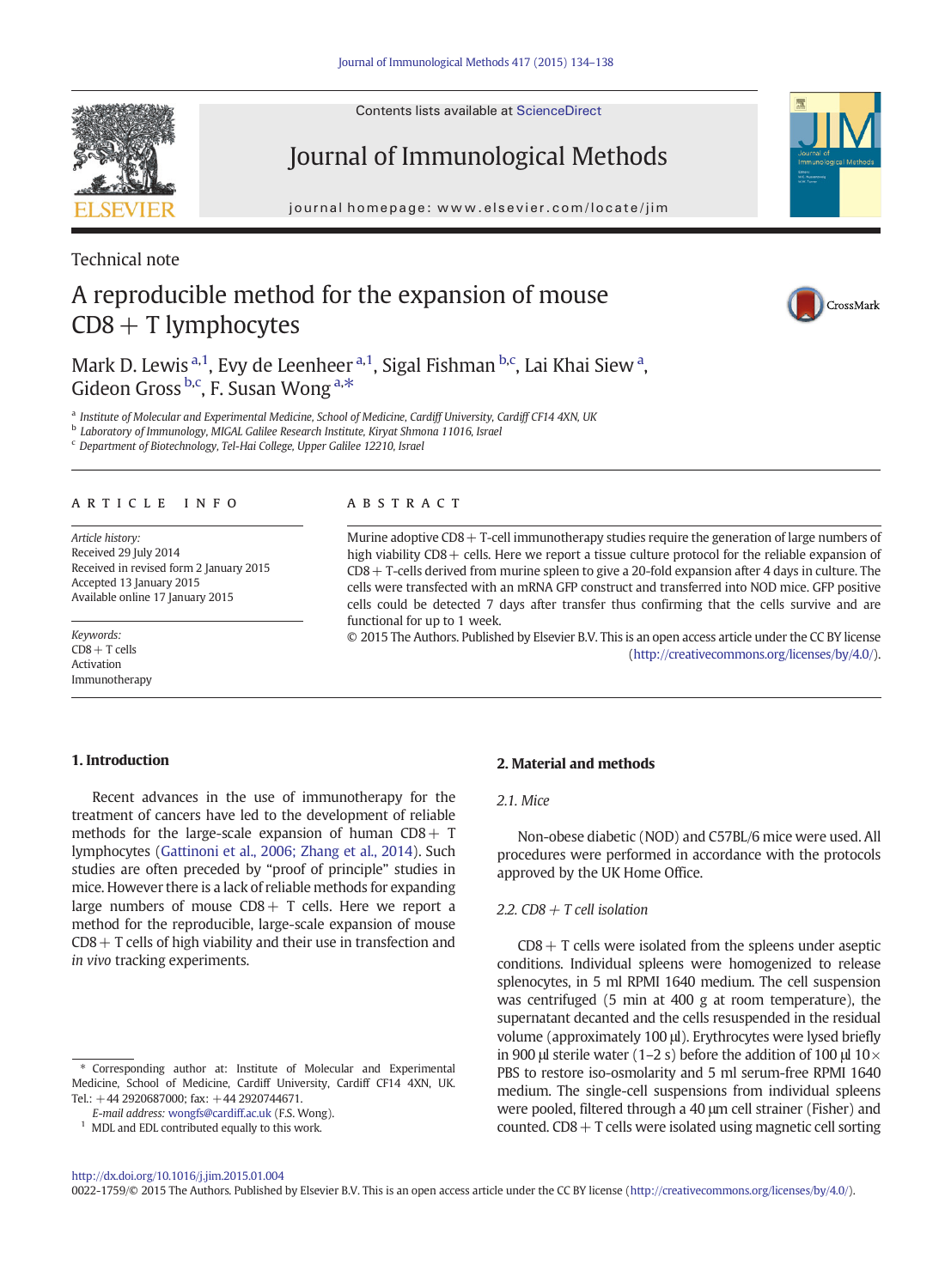Technical note

# A reproducible method for the expansion of mouse CD8 + T lymphocytes

Mark D. Lewis [a,1], Evy de Leenheer [a,1], Sigal Fishman [b,c], Lai Khai Siew [a], Gideon Gross [b,c], F. Susan Wong [a,*]

[a] Institute of Molecular and Experimental Medicine, School of Medicine, Cardiff University, Cardiff CF14 4XN, UK
[b] Laboratory of Immunology, MIGAL Galilee Research Institute, Kiryat Shmona 11016, Israel
[c] Department of Biotechnology, Tel-Hai College, Upper Galilee 12210, Israel

## ARTICLE INFO

*Article history:*
Received 29 July 2014
Received in revised form 2 January 2015
Accepted 13 January 2015
Available online 17 January 2015

*Keywords:*
CD8 + T cells
Activation
Immunotherapy

## ABSTRACT

Murine adoptive CD8 + T-cell immunotherapy studies require the generation of large numbers of high viability CD8 + cells. Here we report a tissue culture protocol for the reliable expansion of CD8 + T-cells derived from murine spleen to give a 20-fold expansion after 4 days in culture. The cells were transfected with an mRNA GFP construct and transferred into NOD mice. GFP positive cells could be detected 7 days after transfer thus confirming that the cells survive and are functional for up to 1 week.

© 2015 The Authors. Published by Elsevier B.V. This is an open access article under the CC BY license (http://creativecommons.org/licenses/by/4.0/).

## 1. Introduction

Recent advances in the use of immunotherapy for the treatment of cancers have led to the development of reliable methods for the large-scale expansion of human CD8 + T lymphocytes (Gattinoni et al., 2006; Zhang et al., 2014). Such studies are often preceded by "proof of principle" studies in mice. However there is a lack of reliable methods for expanding large numbers of mouse CD8 + T cells. Here we report a method for the reproducible, large-scale expansion of mouse CD8 + T cells of high viability and their use in transfection and *in vivo* tracking experiments.

## 2. Material and methods

### 2.1. Mice

Non-obese diabetic (NOD) and C57BL/6 mice were used. All procedures were performed in accordance with the protocols approved by the UK Home Office.

### 2.2. CD8 + T cell isolation

CD8 + T cells were isolated from the spleens under aseptic conditions. Individual spleens were homogenized to release splenocytes, in 5 ml RPMI 1640 medium. The cell suspension was centrifuged (5 min at 400 g at room temperature), the supernatant decanted and the cells resuspended in the residual volume (approximately 100 μl). Erythrocytes were lysed briefly in 900 μl sterile water (1–2 s) before the addition of 100 μl 10× PBS to restore iso-osmolarity and 5 ml serum-free RPMI 1640 medium. The single-cell suspensions from individual spleens were pooled, filtered through a 40 μm cell strainer (Fisher) and counted. CD8 + T cells were isolated using magnetic cell sorting

* Corresponding author at: Institute of Molecular and Experimental Medicine, School of Medicine, Cardiff University, Cardiff CF14 4XN, UK. Tel.: +44 2920687000; fax: +44 2920744671.
*E-mail address:* wongfs@cardiff.ac.uk (F.S. Wong).
[1] MDL and EDL contributed equally to this work.

http://dx.doi.org/10.1016/j.jim.2015.01.004
0022-1759/© 2015 The Authors. Published by Elsevier B.V. This is an open access article under the CC BY license (http://creativecommons.org/licenses/by/4.0/).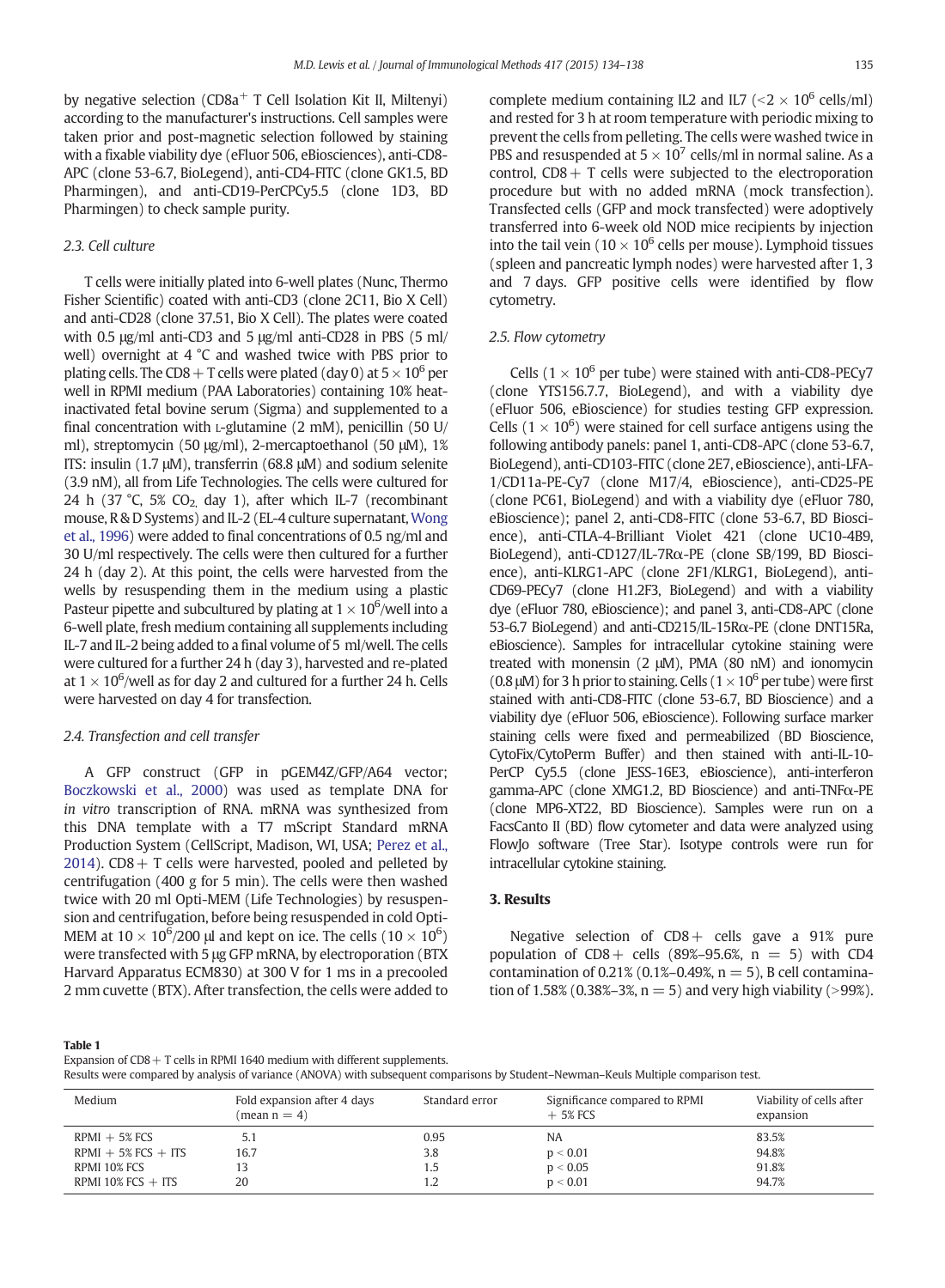by negative selection (CD8a+ T Cell Isolation Kit II, Miltenyi) according to the manufacturer's instructions. Cell samples were taken prior and post-magnetic selection followed by staining with a fixable viability dye (eFluor 506, eBiosciences), anti-CD8-APC (clone 53-6.7, BioLegend), anti-CD4-FITC (clone GK1.5, BD Pharmingen), and anti-CD19-PerCPCy5.5 (clone 1D3, BD Pharmingen) to check sample purity.

### 2.3. Cell culture

T cells were initially plated into 6-well plates (Nunc, Thermo Fisher Scientific) coated with anti-CD3 (clone 2C11, Bio X Cell) and anti-CD28 (clone 37.51, Bio X Cell). The plates were coated with 0.5 μg/ml anti-CD3 and 5 μg/ml anti-CD28 in PBS (5 ml/well) overnight at 4 °C and washed twice with PBS prior to plating cells. The CD8 + T cells were plated (day 0) at $5 \times 10^6$ per well in RPMI medium (PAA Laboratories) containing 10% heat-inactivated fetal bovine serum (Sigma) and supplemented to a final concentration with L-glutamine (2 mM), penicillin (50 U/ml), streptomycin (50 μg/ml), 2-mercaptoethanol (50 μM), 1% ITS: insulin (1.7 μM), transferrin (68.8 μM) and sodium selenite (3.9 nM), all from Life Technologies. The cells were cultured for 24 h (37 °C, 5% $CO_2$, day 1), after which IL-7 (recombinant mouse, R & D Systems) and IL-2 (EL-4 culture supernatant, Wong et al., 1996) were added to final concentrations of 0.5 ng/ml and 30 U/ml respectively. The cells were then cultured for a further 24 h (day 2). At this point, the cells were harvested from the wells by resuspending them in the medium using a plastic Pasteur pipette and subcultured by plating at $1 \times 10^6$/well into a 6-well plate, fresh medium containing all supplements including IL-7 and IL-2 being added to a final volume of 5 ml/well. The cells were cultured for a further 24 h (day 3), harvested and re-plated at $1 \times 10^6$/well as for day 2 and cultured for a further 24 h. Cells were harvested on day 4 for transfection.

### 2.4. Transfection and cell transfer

A GFP construct (GFP in pGEM4Z/GFP/A64 vector; Boczkowski et al., 2000) was used as template DNA for *in vitro* transcription of RNA. mRNA was synthesized from this DNA template with a T7 mScript Standard mRNA Production System (CellScript, Madison, WI, USA; Perez et al., 2014). CD8 + T cells were harvested, pooled and pelleted by centrifugation (400 g for 5 min). The cells were then washed twice with 20 ml Opti-MEM (Life Technologies) by resuspension and centrifugation, before being resuspended in cold Opti-MEM at $10 \times 10^6$/200 μl and kept on ice. The cells ($10 \times 10^6$) were transfected with 5 μg GFP mRNA, by electroporation (BTX Harvard Apparatus ECM830) at 300 V for 1 ms in a precooled 2 mm cuvette (BTX). After transfection, the cells were added to complete medium containing IL2 and IL7 ($<2 \times 10^6$ cells/ml) and rested for 3 h at room temperature with periodic mixing to prevent the cells from pelleting. The cells were washed twice in PBS and resuspended at $5 \times 10^7$ cells/ml in normal saline. As a control, CD8 + T cells were subjected to the electroporation procedure but with no added mRNA (mock transfection). Transfected cells (GFP and mock transfected) were adoptively transferred into 6-week old NOD mice recipients by injection into the tail vein ($10 \times 10^6$ cells per mouse). Lymphoid tissues (spleen and pancreatic lymph nodes) were harvested after 1, 3 and 7 days. GFP positive cells were identified by flow cytometry.

### 2.5. Flow cytometry

Cells ($1 \times 10^6$ per tube) were stained with anti-CD8-PECy7 (clone YTS156.7.7, BioLegend), and with a viability dye (eFluor 506, eBioscience) for studies testing GFP expression. Cells ($1 \times 10^6$) were stained for cell surface antigens using the following antibody panels: panel 1, anti-CD8-APC (clone 53-6.7, BioLegend), anti-CD103-FITC (clone 2E7, eBioscience), anti-LFA-1/CD11a-PE-Cy7 (clone M17/4, eBioscience), anti-CD25-PE (clone PC61, BioLegend) and with a viability dye (eFluor 780, eBioscience); panel 2, anti-CD8-FITC (clone 53-6.7, BD Bioscience), anti-CTLA-4-Brilliant Violet 421 (clone UC10-4B9, BioLegend), anti-CD127/IL-7Rα-PE (clone SB/199, BD Bioscience), anti-KLRG1-APC (clone 2F1/KLRG1, BioLegend), anti-CD69-PECy7 (clone H1.2F3, BioLegend) and with a viability dye (eFluor 780, eBioscience); and panel 3, anti-CD8-APC (clone 53-6.7 BioLegend) and anti-CD215/IL-15Rα-PE (clone DNT15Ra, eBioscience). Samples for intracellular cytokine staining were treated with monensin (2 μM), PMA (80 nM) and ionomycin (0.8 μM) for 3 h prior to staining. Cells ($1 \times 10^6$ per tube) were first stained with anti-CD8-FITC (clone 53-6.7, BD Bioscience) and a viability dye (eFluor 506, eBioscience). Following surface marker staining cells were fixed and permeabilized (BD Bioscience, CytoFix/CytoPerm Buffer) and then stained with anti-IL-10-PerCP Cy5.5 (clone JESS-16E3, eBioscience), anti-interferon gamma-APC (clone XMG1.2, BD Bioscience) and anti-TNFα-PE (clone MP6-XT22, BD Bioscience). Samples were run on a FacsCanto II (BD) flow cytometer and data were analyzed using FlowJo software (Tree Star). Isotype controls were run for intracellular cytokine staining.

## 3. Results

Negative selection of CD8 + cells gave a 91% pure population of CD8 + cells (89%–95.6%, n = 5) with CD4 contamination of 0.21% (0.1%–0.49%, n = 5), B cell contamination of 1.58% (0.38%–3%, n = 5) and very high viability (>99%).

**Table 1**
Expansion of CD8 + T cells in RPMI 1640 medium with different supplements.
Results were compared by analysis of variance (ANOVA) with subsequent comparisons by Student–Newman–Keuls Multiple comparison test.

| Medium | Fold expansion after 4 days (mean n = 4) | Standard error | Significance compared to RPMI + 5% FCS | Viability of cells after expansion |
|---|---|---|---|---|
| RPMI + 5% FCS | 5.1 | 0.95 | NA | 83.5% |
| RPMI + 5% FCS + ITS | 16.7 | 3.8 | $p < 0.01$ | 94.8% |
| RPMI 10% FCS | 13 | 1.5 | $p < 0.05$ | 91.8% |
| RPMI 10% FCS + ITS | 20 | 1.2 | $p < 0.01$ | 94.7% |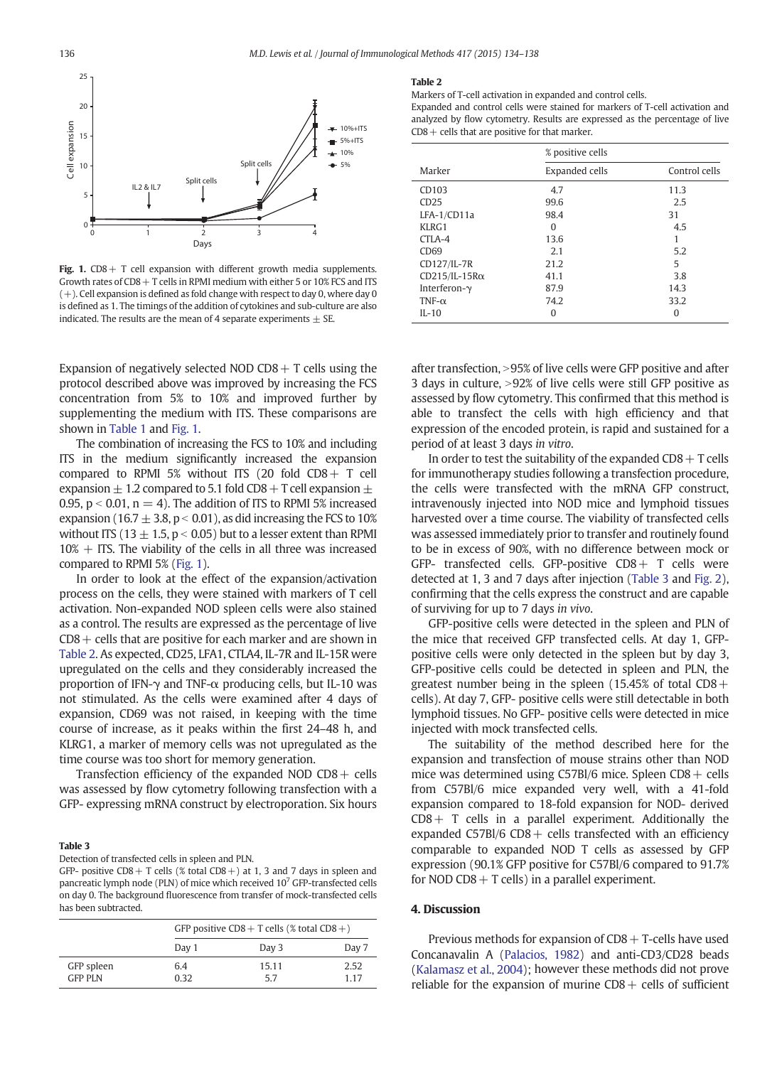Fig. 1. CD8+ T cell expansion with different growth media supplements. Growth rates of CD8+ T cells in RPMI medium with either 5 or 10% FCS and ITS (+). Cell expansion is defined as fold change with respect to day 0, where day 0 is defined as 1. The timings of the addition of cytokines and sub-culture are also indicated. The results are the mean of 4 separate experiments ± SE.

Expansion of negatively selected NOD CD8+ T cells using the protocol described above was improved by increasing the FCS concentration from 5% to 10% and improved further by supplementing the medium with ITS. These comparisons are shown in Table 1 and Fig. 1.

The combination of increasing the FCS to 10% and including ITS in the medium significantly increased the expansion compared to RPMI 5% without ITS (20 fold CD8+ T cell expansion ± 1.2 compared to 5.1 fold CD8+ T cell expansion ± 0.95, $p < 0.01$, $n = 4$). The addition of ITS to RPMI 5% increased expansion (16.7 ± 3.8, $p < 0.01$), as did increasing the FCS to 10% without ITS (13 ± 1.5, $p < 0.05$) but to a lesser extent than RPMI 10% + ITS. The viability of the cells in all three was increased compared to RPMI 5% (Fig. 1).

In order to look at the effect of the expansion/activation process on the cells, they were stained with markers of T cell activation. Non-expanded NOD spleen cells were also stained as a control. The results are expressed as the percentage of live CD8+ cells that are positive for each marker and are shown in Table 2. As expected, CD25, LFA1, CTLA4, IL-7R and IL-15R were upregulated on the cells and they considerably increased the proportion of IFN-γ and TNF-α producing cells, but IL-10 was not stimulated. As the cells were examined after 4 days of expansion, CD69 was not raised, in keeping with the time course of increase, as it peaks within the first 24–48 h, and KLRG1, a marker of memory cells was not upregulated as the time course was too short for memory generation.

Transfection efficiency of the expanded NOD CD8+ cells was assessed by flow cytometry following transfection with a GFP- expressing mRNA construct by electroporation. Six hours after transfection, >95% of live cells were GFP positive and after 3 days in culture, >92% of live cells were still GFP positive as assessed by flow cytometry. This confirmed that this method is able to transfect the cells with high efficiency and that expression of the encoded protein, is rapid and sustained for a period of at least 3 days *in vitro*.

In order to test the suitability of the expanded CD8+ T cells for immunotherapy studies following a transfection procedure, the cells were transfected with the mRNA GFP construct, intravenously injected into NOD mice and lymphoid tissues harvested over a time course. The viability of transfected cells was assessed immediately prior to transfer and routinely found to be in excess of 90%, with no difference between mock or GFP- transfected cells. GFP-positive CD8+ T cells were detected at 1, 3 and 7 days after injection (Table 3 and Fig. 2), confirming that the cells express the construct and are capable of surviving for up to 7 days *in vivo*.

GFP-positive cells were detected in the spleen and PLN of the mice that received GFP transfected cells. At day 1, GFP-positive cells were only detected in the spleen but by day 3, GFP-positive cells could be detected in spleen and PLN, the greatest number being in the spleen (15.45% of total CD8+ cells). At day 7, GFP- positive cells were still detectable in both lymphoid tissues. No GFP- positive cells were detected in mice injected with mock transfected cells.

The suitability of the method described here for the expansion and transfection of mouse strains other than NOD mice was determined using C57Bl/6 mice. Spleen CD8+ cells from C57Bl/6 mice expanded very well, with a 41-fold expansion compared to 18-fold expansion for NOD- derived CD8+ T cells in a parallel experiment. Additionally the expanded C57Bl/6 CD8+ cells transfected with an efficiency comparable to expanded NOD T cells as assessed by GFP expression (90.1% GFP positive for C57Bl/6 compared to 91.7% for NOD CD8+ T cells) in a parallel experiment.

**Table 2**
Markers of T-cell activation in expanded and control cells.
Expanded and control cells were stained for markers of T-cell activation and analyzed by flow cytometry. Results are expressed as the percentage of live CD8+ cells that are positive for that marker.

| Marker | % positive cells | |
|---|---|---|
| | Expanded cells | Control cells |
| CD103 | 4.7 | 11.3 |
| CD25 | 99.6 | 2.5 |
| LFA-1/CD11a | 98.4 | 31 |
| KLRG1 | 0 | 4.5 |
| CTLA-4 | 13.6 | 1 |
| CD69 | 2.1 | 5.2 |
| CD127/IL-7R | 21.2 | 5 |
| CD215/IL-15Rα | 41.1 | 3.8 |
| Interferon-γ | 87.9 | 14.3 |
| TNF-α | 74.2 | 33.2 |
| IL-10 | 0 | 0 |

**Table 3**
Detection of transfected cells in spleen and PLN.
GFP- positive CD8+ T cells (% total CD8+) at 1, 3 and 7 days in spleen and pancreatic lymph node (PLN) of mice which received $10^7$ GFP-transfected cells on day 0. The background fluorescence from transfer of mock-transfected cells has been subtracted.

| | GFP positive CD8+ T cells (% total CD8+) | | |
|---|---|---|---|
| | Day 1 | Day 3 | Day 7 |
| GFP spleen | 6.4 | 15.11 | 2.52 |
| GFP PLN | 0.32 | 5.7 | 1.17 |

## 4. Discussion

Previous methods for expansion of CD8+ T-cells have used Concanavalin A (Palacios, 1982) and anti-CD3/CD28 beads (Kalamasz et al., 2004); however these methods did not prove reliable for the expansion of murine CD8+ cells of sufficient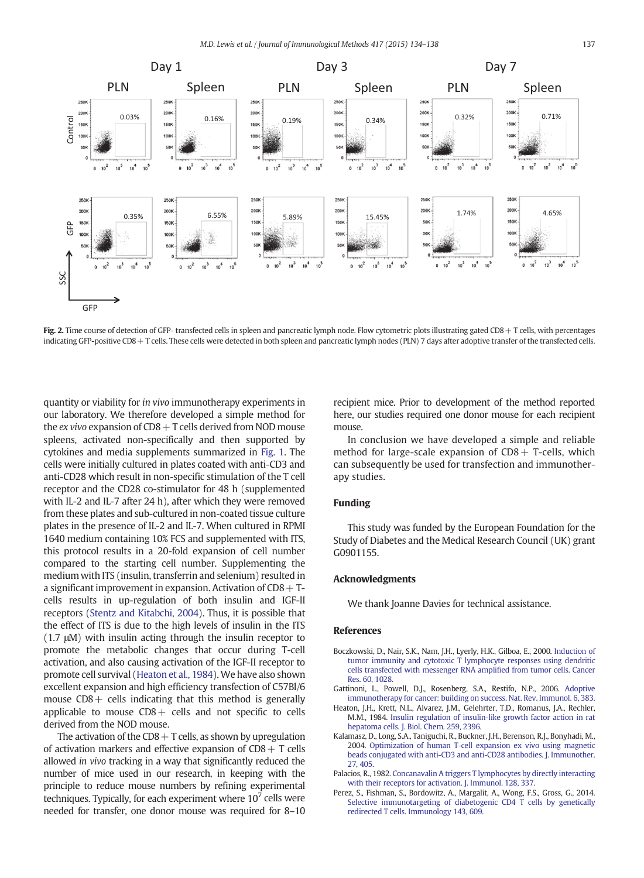Fig. 2. Time course of detection of GFP- transfected cells in spleen and pancreatic lymph node. Flow cytometric plots illustrating gated CD8 + T cells, with percentages indicating GFP-positive CD8 + T cells. These cells were detected in both spleen and pancreatic lymph nodes (PLN) 7 days after adoptive transfer of the transfected cells.

quantity or viability for *in vivo* immunotherapy experiments in our laboratory. We therefore developed a simple method for the *ex vivo* expansion of CD8 + T cells derived from NOD mouse spleens, activated non-specifically and then supported by cytokines and media supplements summarized in Fig. 1. The cells were initially cultured in plates coated with anti-CD3 and anti-CD28 which result in non-specific stimulation of the T cell receptor and the CD28 co-stimulator for 48 h (supplemented with IL-2 and IL-7 after 24 h), after which they were removed from these plates and sub-cultured in non-coated tissue culture plates in the presence of IL-2 and IL-7. When cultured in RPMI 1640 medium containing 10% FCS and supplemented with ITS, this protocol results in a 20-fold expansion of cell number compared to the starting cell number. Supplementing the medium with ITS (insulin, transferrin and selenium) resulted in a significant improvement in expansion. Activation of CD8 + T-cells results in up-regulation of both insulin and IGF-II receptors (Stentz and Kitabchi, 2004). Thus, it is possible that the effect of ITS is due to the high levels of insulin in the ITS (1.7 μM) with insulin acting through the insulin receptor to promote the metabolic changes that occur during T-cell activation, and also causing activation of the IGF-II receptor to promote cell survival (Heaton et al., 1984). We have also shown excellent expansion and high efficiency transfection of C57Bl/6 mouse CD8 + cells indicating that this method is generally applicable to mouse CD8 + cells and not specific to cells derived from the NOD mouse.

The activation of the CD8 + T cells, as shown by upregulation of activation markers and effective expansion of CD8 + T cells allowed *in vivo* tracking in a way that significantly reduced the number of mice used in our research, in keeping with the principle to reduce mouse numbers by refining experimental techniques. Typically, for each experiment where $10^7$ cells were needed for transfer, one donor mouse was required for 8–10 recipient mice. Prior to development of the method reported here, our studies required one donor mouse for each recipient mouse.

In conclusion we have developed a simple and reliable method for large-scale expansion of CD8 + T-cells, which can subsequently be used for transfection and immunotherapy studies.

## Funding

This study was funded by the European Foundation for the Study of Diabetes and the Medical Research Council (UK) grant G0901155.

## Acknowledgments

We thank Joanne Davies for technical assistance.

## References

Boczkowski, D., Nair, S.K., Nam, J.H., Lyerly, H.K., Gilboa, E., 2000. Induction of tumor immunity and cytotoxic T lymphocyte responses using dendritic cells transfected with messenger RNA amplified from tumor cells. Cancer Res. 60, 1028.

Gattinoni, L., Powell, D.J., Rosenberg, S.A., Restifo, N.P., 2006. Adoptive immunotherapy for cancer: building on success. Nat. Rev. Immunol. 6, 383.

Heaton, J.H., Krett, N.L., Alvarez, J.M., Gelehrter, T.D., Romanus, J.A., Rechler, M.M., 1984. Insulin regulation of insulin-like growth factor action in rat hepatoma cells. J. Biol. Chem. 259, 2396.

Kalamasz, D., Long, S.A., Taniguchi, R., Buckner, J.H., Berenson, R.J., Bonyhadi, M., 2004. Optimization of human T-cell expansion ex vivo using magnetic beads conjugated with anti-CD3 and anti-CD28 antibodies. J. Immunother. 27, 405.

Palacios, R., 1982. Concanavalin A triggers T lymphocytes by directly interacting with their receptors for activation. J. Immunol. 128, 337.

Perez, S., Fishman, S., Bordowitz, A., Margalit, A., Wong, F.S., Gross, G., 2014. Selective immunotargeting of diabetogenic CD4 T cells by genetically redirected T cells. Immunology 143, 609.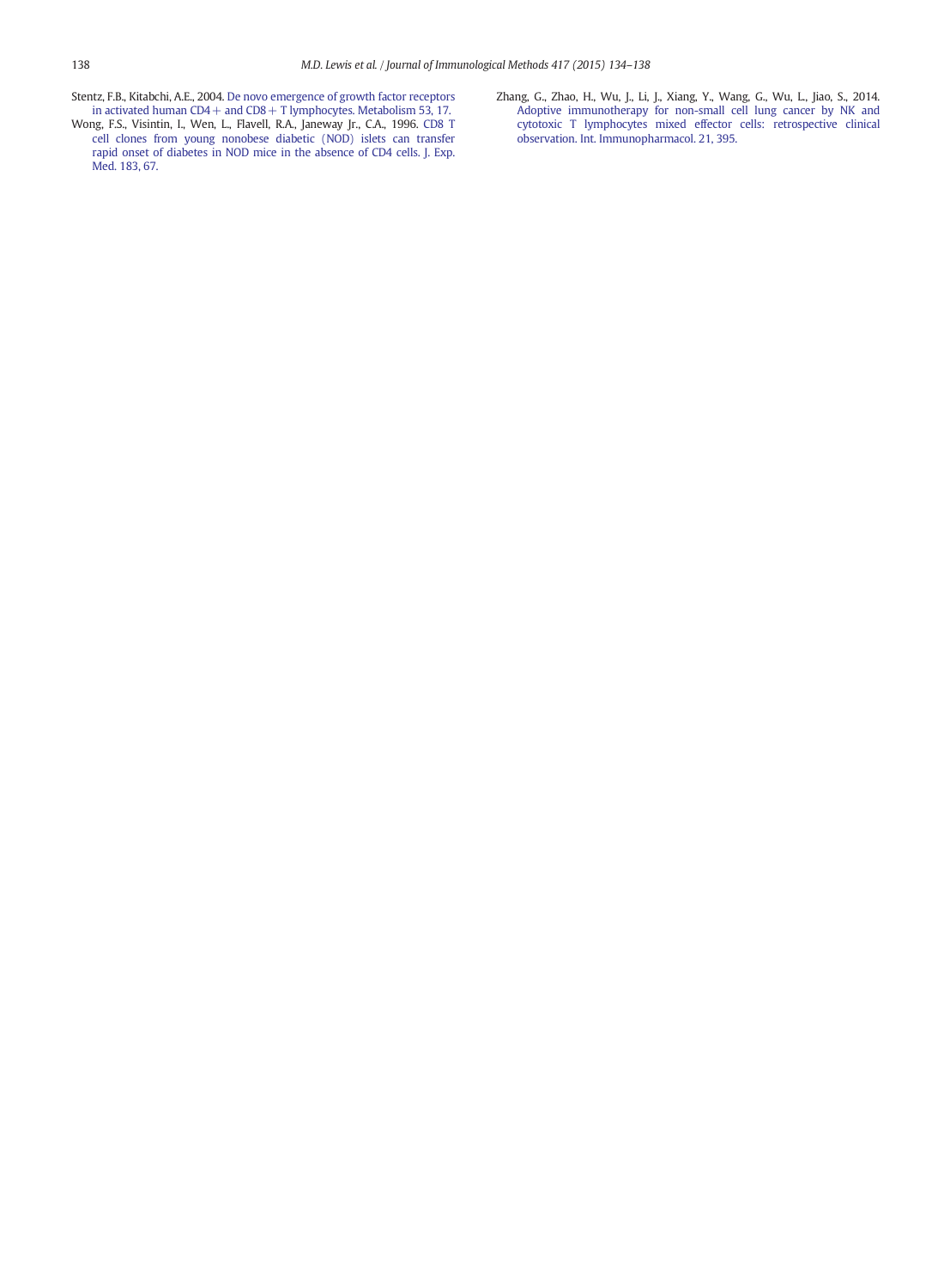Stentz, F.B., Kitabchi, A.E., 2004. De novo emergence of growth factor receptors in activated human CD4+ and CD8+ T lymphocytes. Metabolism 53, 17.

Wong, F.S., Visintin, I., Wen, L., Flavell, R.A., Janeway Jr., C.A., 1996. CD8 T cell clones from young nonobese diabetic (NOD) islets can transfer rapid onset of diabetes in NOD mice in the absence of CD4 cells. J. Exp. Med. 183, 67.

Zhang, G., Zhao, H., Wu, J., Li, J., Xiang, Y., Wang, G., Wu, L., Jiao, S., 2014. Adoptive immunotherapy for non-small cell lung cancer by NK and cytotoxic T lymphocytes mixed effector cells: retrospective clinical observation. Int. Immunopharmacol. 21, 395.